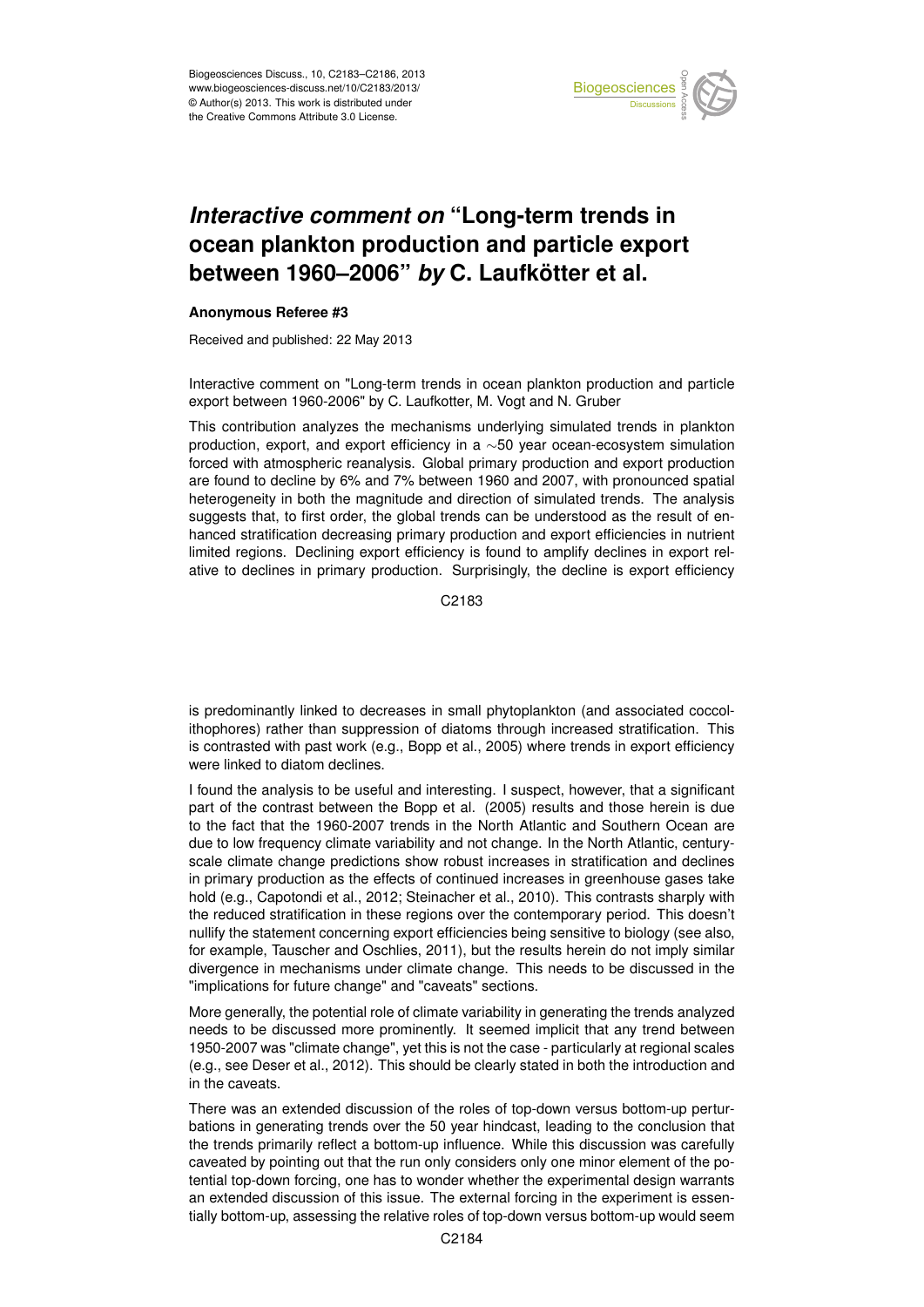# *Interactive comment on* "Long-term trends in ocean plankton production and particle export between 1960–2006" *by* C. Laufkötter et al.

**Anonymous Referee #3**

Received and published: 22 May 2013

Interactive comment on "Long-term trends in ocean plankton production and particle export between 1960-2006" by C. Laufkotter, M. Vogt and N. Gruber

This contribution analyzes the mechanisms underlying simulated trends in plankton production, export, and export efficiency in a ~50 year ocean-ecosystem simulation forced with atmospheric reanalysis. Global primary production and export production are found to decline by 6% and 7% between 1960 and 2007, with pronounced spatial heterogeneity in both the magnitude and direction of simulated trends. The analysis suggests that, to first order, the global trends can be understood as the result of enhanced stratification decreasing primary production and export efficiencies in nutrient limited regions. Declining export efficiency is found to amplify declines in export relative to declines in primary production. Surprisingly, the decline is export efficiency is predominantly linked to decreases in small phytoplankton (and associated coccolithophores) rather than suppression of diatoms through increased stratification. This is contrasted with past work (e.g., Bopp et al., 2005) where trends in export efficiency were linked to diatom declines.

I found the analysis to be useful and interesting. I suspect, however, that a significant part of the contrast between the Bopp et al. (2005) results and those herein is due to the fact that the 1960-2007 trends in the North Atlantic and Southern Ocean are due to low frequency climate variability and not change. In the North Atlantic, century-scale climate change predictions show robust increases in stratification and declines in primary production as the effects of continued increases in greenhouse gases take hold (e.g., Capotondi et al., 2012; Steinacher et al., 2010). This contrasts sharply with the reduced stratification in these regions over the contemporary period. This doesn't nullify the statement concerning export efficiencies being sensitive to biology (see also, for example, Tauscher and Oschlies, 2011), but the results herein do not imply similar divergence in mechanisms under climate change. This needs to be discussed in the "implications for future change" and "caveats" sections.

More generally, the potential role of climate variability in generating the trends analyzed needs to be discussed more prominently. It seemed implicit that any trend between 1950-2007 was "climate change", yet this is not the case - particularly at regional scales (e.g., see Deser et al., 2012). This should be clearly stated in both the introduction and in the caveats.

There was an extended discussion of the roles of top-down versus bottom-up perturbations in generating trends over the 50 year hindcast, leading to the conclusion that the trends primarily reflect a bottom-up influence. While this discussion was carefully caveated by pointing out that the run only considers only one minor element of the potential top-down forcing, one has to wonder whether the experimental design warrants an extended discussion of this issue. The external forcing in the experiment is essentially bottom-up, assessing the relative roles of top-down versus bottom-up would seem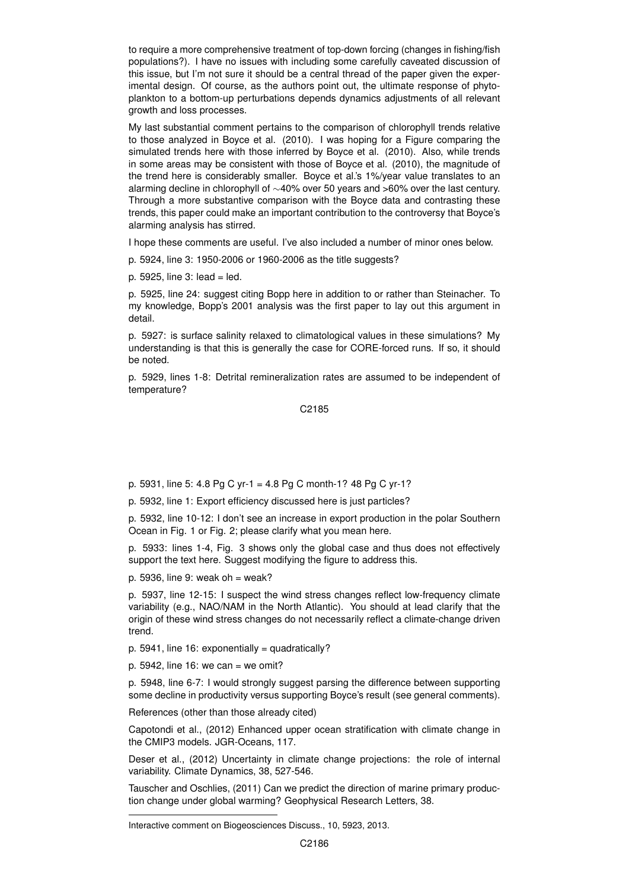to require a more comprehensive treatment of top-down forcing (changes in fishing/fish populations?). I have no issues with including some carefully caveated discussion of this issue, but I'm not sure it should be a central thread of the paper given the experimental design. Of course, as the authors point out, the ultimate response of phytoplankton to a bottom-up perturbations depends dynamics adjustments of all relevant growth and loss processes.

My last substantial comment pertains to the comparison of chlorophyll trends relative to those analyzed in Boyce et al. (2010). I was hoping for a Figure comparing the simulated trends here with those inferred by Boyce et al. (2010). Also, while trends in some areas may be consistent with those of Boyce et al. (2010), the magnitude of the trend here is considerably smaller. Boyce et al.'s 1%/year value translates to an alarming decline in chlorophyll of ∼40% over 50 years and >60% over the last century. Through a more substantive comparison with the Boyce data and contrasting these trends, this paper could make an important contribution to the controversy that Boyce's alarming analysis has stirred.

I hope these comments are useful. I've also included a number of minor ones below.

p. 5924, line 3: 1950-2006 or 1960-2006 as the title suggests?

p. 5925, line 3: lead = led.

p. 5925, line 24: suggest citing Bopp here in addition to or rather than Steinacher. To my knowledge, Bopp's 2001 analysis was the first paper to lay out this argument in detail.

p. 5927: is surface salinity relaxed to climatological values in these simulations? My understanding is that this is generally the case for CORE-forced runs. If so, it should be noted.

p. 5929, lines 1-8: Detrital remineralization rates are assumed to be independent of temperature?

p. 5931, line 5: 4.8 Pg C yr-1 = 4.8 Pg C month-1? 48 Pg C yr-1?

p. 5932, line 1: Export efficiency discussed here is just particles?

p. 5932, line 10-12: I don't see an increase in export production in the polar Southern Ocean in Fig. 1 or Fig. 2; please clarify what you mean here.

p. 5933: lines 1-4, Fig. 3 shows only the global case and thus does not effectively support the text here. Suggest modifying the figure to address this.

p. 5936, line 9: weak oh = weak?

p. 5937, line 12-15: I suspect the wind stress changes reflect low-frequency climate variability (e.g., NAO/NAM in the North Atlantic). You should at lead clarify that the origin of these wind stress changes do not necessarily reflect a climate-change driven trend.

p. 5941, line 16: exponentially = quadratically?

p. 5942, line 16: we can = we omit?

p. 5948, line 6-7: I would strongly suggest parsing the difference between supporting some decline in productivity versus supporting Boyce's result (see general comments).

References (other than those already cited)

Capotondi et al., (2012) Enhanced upper ocean stratification with climate change in the CMIP3 models. JGR-Oceans, 117.

Deser et al., (2012) Uncertainty in climate change projections: the role of internal variability. Climate Dynamics, 38, 527-546.

Tauscher and Oschlies, (2011) Can we predict the direction of marine primary production change under global warming? Geophysical Research Letters, 38.

Interactive comment on Biogeosciences Discuss., 10, 5923, 2013.